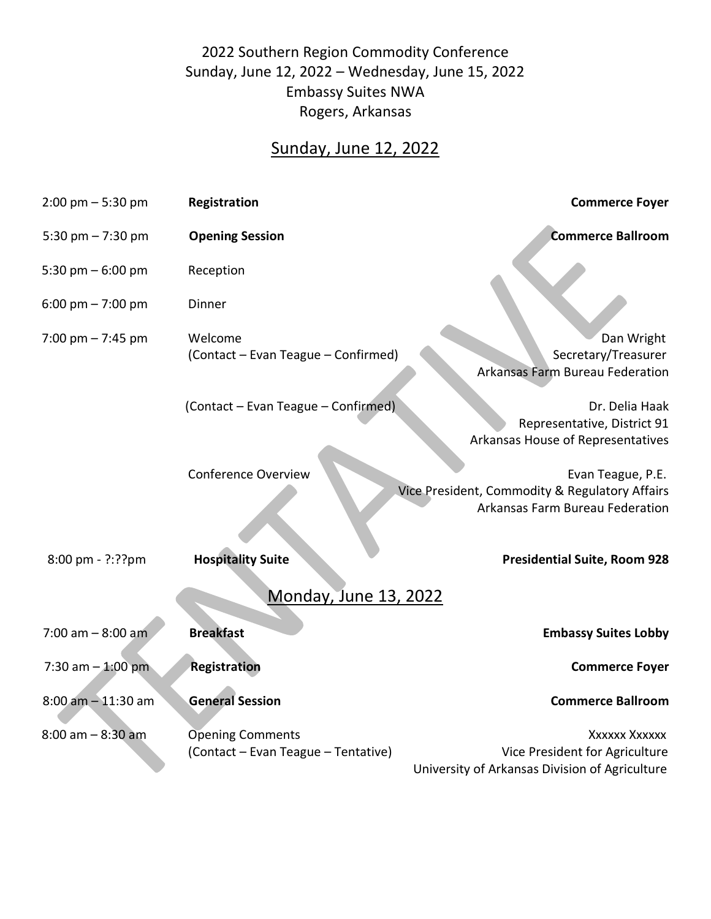2022 Southern Region Commodity Conference
Sunday, June 12, 2022 – Wednesday, June 15, 2022
Embassy Suites NWA
Rogers, Arkansas

## Sunday, June 12, 2022

| Time | Event | Location / Speaker |
|---|---|---|
| 2:00 pm – 5:30 pm | **Registration** | **Commerce Foyer** |
| 5:30 pm – 7:30 pm | **Opening Session** | **Commerce Ballroom** |
| 5:30 pm – 6:00 pm | Reception | |
| 6:00 pm – 7:00 pm | Dinner | |
| 7:00 pm – 7:45 pm | Welcome (Contact – Evan Teague – Confirmed) | Dan Wright, Secretary/Treasurer, Arkansas Farm Bureau Federation |
| | (Contact – Evan Teague – Confirmed) | Dr. Delia Haak, Representative, District 91, Arkansas House of Representatives |
| | Conference Overview | Evan Teague, P.E., Vice President, Commodity & Regulatory Affairs, Arkansas Farm Bureau Federation |
| 8:00 pm - ?:??pm | **Hospitality Suite** | **Presidential Suite, Room 928** |

## Monday, June 13, 2022

| Time | Event | Location / Speaker |
|---|---|---|
| 7:00 am – 8:00 am | **Breakfast** | **Embassy Suites Lobby** |
| 7:30 am – 1:00 pm | **Registration** | **Commerce Foyer** |
| 8:00 am – 11:30 am | **General Session** | **Commerce Ballroom** |
| 8:00 am – 8:30 am | Opening Comments (Contact – Evan Teague – Tentative) | Xxxxxx Xxxxxx, Vice President for Agriculture, University of Arkansas Division of Agriculture |

TENTATIVE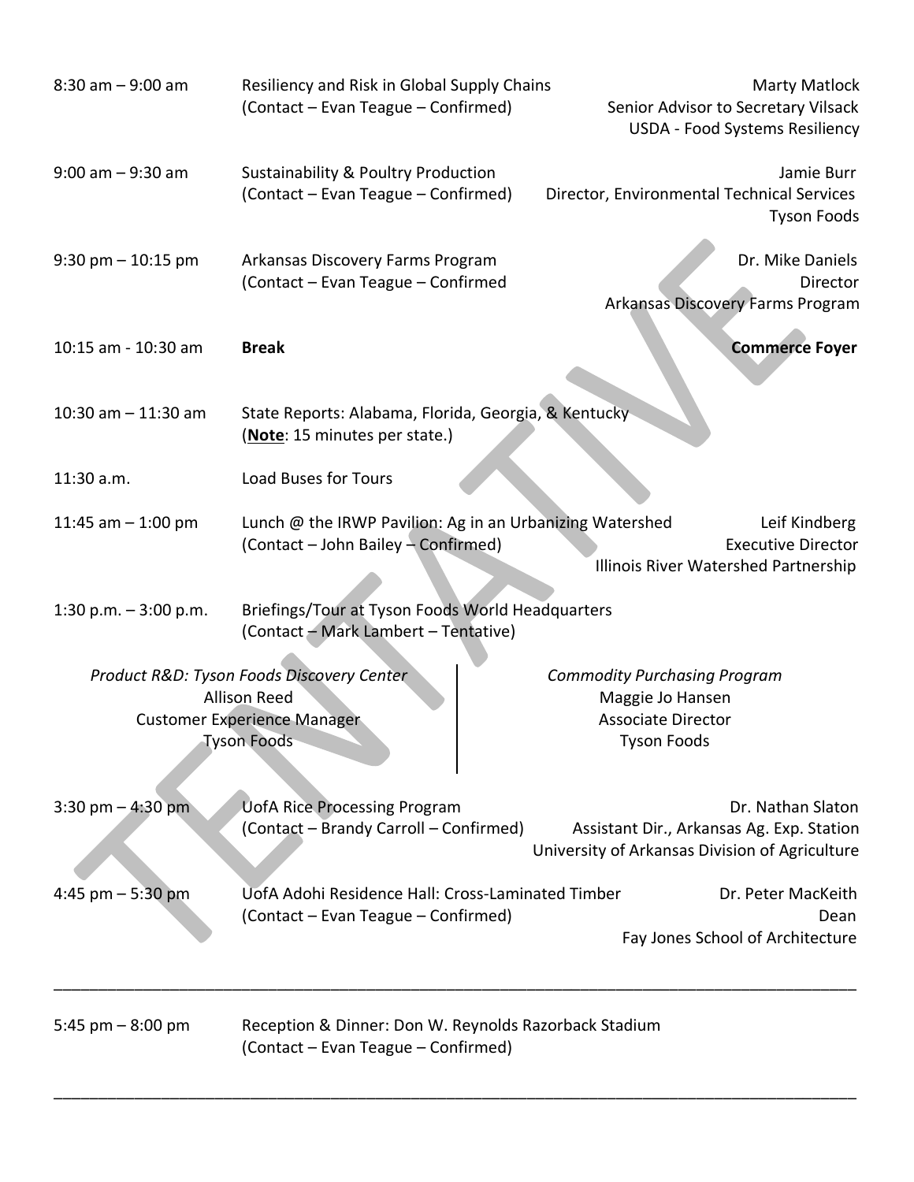| | | |
|---|---|---|
| 8:30 am – 9:00 am | Resiliency and Risk in Global Supply Chains<br>(Contact – Evan Teague – Confirmed) | Marty Matlock<br>Senior Advisor to Secretary Vilsack<br>USDA - Food Systems Resiliency |
| 9:00 am – 9:30 am | Sustainability & Poultry Production<br>(Contact – Evan Teague – Confirmed) | Jamie Burr<br>Director, Environmental Technical Services<br>Tyson Foods |
| 9:30 pm – 10:15 pm | Arkansas Discovery Farms Program<br>(Contact – Evan Teague – Confirmed | Dr. Mike Daniels<br>Director<br>Arkansas Discovery Farms Program |
| 10:15 am - 10:30 am | **Break** | **Commerce Foyer** |
| 10:30 am – 11:30 am | State Reports: Alabama, Florida, Georgia, & Kentucky<br>(**Note**: 15 minutes per state.) | |
| 11:30 a.m. | Load Buses for Tours | |
| 11:45 am – 1:00 pm | Lunch @ the IRWP Pavilion: Ag in an Urbanizing Watershed<br>(Contact – John Bailey – Confirmed) | Leif Kindberg<br>Executive Director<br>Illinois River Watershed Partnership |
| 1:30 p.m. – 3:00 p.m. | Briefings/Tour at Tyson Foods World Headquarters<br>(Contact – Mark Lambert – Tentative) | |

| *Product R&D: Tyson Foods Discovery Center* | *Commodity Purchasing Program* |
|---|---|
| Allison Reed<br>Customer Experience Manager<br>Tyson Foods | Maggie Jo Hansen<br>Associate Director<br>Tyson Foods |

| | | |
|---|---|---|
| 3:30 pm – 4:30 pm | UofA Rice Processing Program<br>(Contact – Brandy Carroll – Confirmed) | Dr. Nathan Slaton<br>Assistant Dir., Arkansas Ag. Exp. Station<br>University of Arkansas Division of Agriculture |
| 4:45 pm – 5:30 pm | UofA Adohi Residence Hall: Cross-Laminated Timber<br>(Contact – Evan Teague – Confirmed) | Dr. Peter MacKeith<br>Dean<br>Fay Jones School of Architecture |

---

5:45 pm – 8:00 pm — Reception & Dinner: Don W. Reynolds Razorback Stadium
(Contact – Evan Teague – Confirmed)

---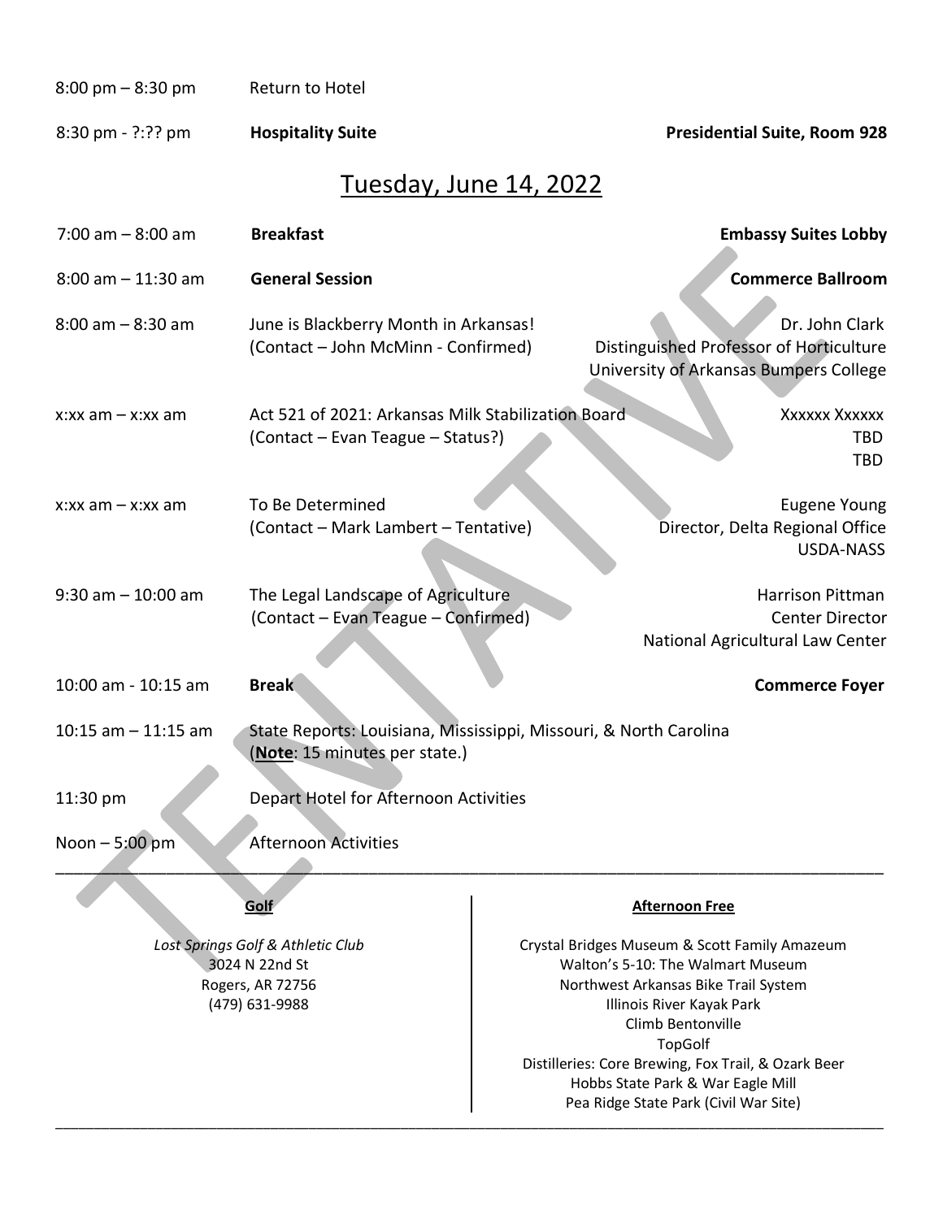| | | |
|---|---|---|
| 8:00 pm – 8:30 pm | Return to Hotel | |
| 8:30 pm - ?:?? pm | **Hospitality Suite** | **Presidential Suite, Room 928** |

## Tuesday, June 14, 2022

| | | |
|---|---|---|
| 7:00 am – 8:00 am | **Breakfast** | **Embassy Suites Lobby** |
| 8:00 am – 11:30 am | **General Session** | **Commerce Ballroom** |
| 8:00 am – 8:30 am | June is Blackberry Month in Arkansas!<br>(Contact – John McMinn - Confirmed) | Dr. John Clark<br>Distinguished Professor of Horticulture<br>University of Arkansas Bumpers College |
| x:xx am – x:xx am | Act 521 of 2021: Arkansas Milk Stabilization Board<br>(Contact – Evan Teague – Status?) | Xxxxxx Xxxxxx<br>TBD<br>TBD |
| x:xx am – x:xx am | To Be Determined<br>(Contact – Mark Lambert – Tentative) | Eugene Young<br>Director, Delta Regional Office<br>USDA-NASS |
| 9:30 am – 10:00 am | The Legal Landscape of Agriculture<br>(Contact – Evan Teague – Confirmed) | Harrison Pittman<br>Center Director<br>National Agricultural Law Center |
| 10:00 am - 10:15 am | **Break** | **Commerce Foyer** |
| 10:15 am – 11:15 am | State Reports: Louisiana, Mississippi, Missouri, & North Carolina<br>(**Note**: 15 minutes per state.) | |
| 11:30 pm | Depart Hotel for Afternoon Activities | |
| Noon – 5:00 pm | Afternoon Activities | |

---

| **Golf** | **Afternoon Free** |
|---|---|
| *Lost Springs Golf & Athletic Club*<br>3024 N 22nd St<br>Rogers, AR 72756<br>(479) 631-9988 | Crystal Bridges Museum & Scott Family Amazeum<br>Walton's 5-10: The Walmart Museum<br>Northwest Arkansas Bike Trail System<br>Illinois River Kayak Park<br>Climb Bentonville<br>TopGolf<br>Distilleries: Core Brewing, Fox Trail, & Ozark Beer<br>Hobbs State Park & War Eagle Mill<br>Pea Ridge State Park (Civil War Site) |

---

TENTATIVE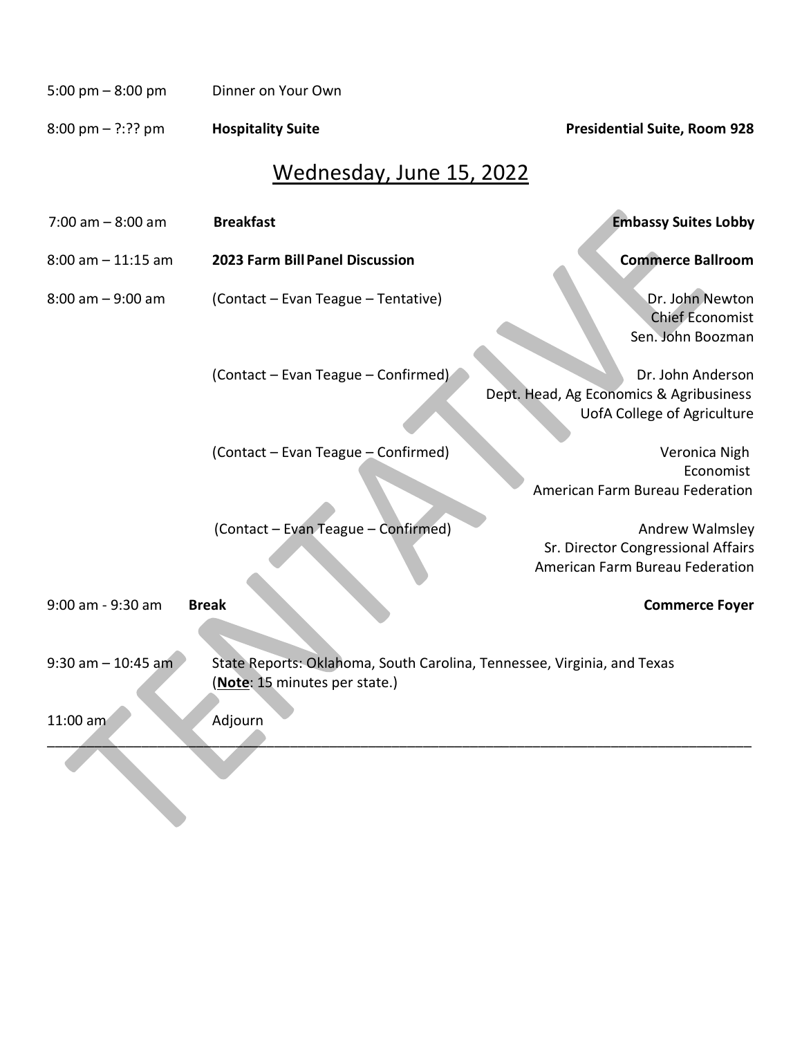5:00 pm – 8:00 pm Dinner on Your Own

8:00 pm – ?:?? pm **Hospitality Suite** **Presidential Suite, Room 928**

## Wednesday, June 15, 2022

7:00 am – 8:00 am **Breakfast** **Embassy Suites Lobby**

8:00 am – 11:15 am **2023 Farm Bill Panel Discussion** **Commerce Ballroom**

8:00 am – 9:00 am (Contact – Evan Teague – Tentative)
Dr. John Newton
Chief Economist
Sen. John Boozman

(Contact – Evan Teague – Confirmed)
Dr. John Anderson
Dept. Head, Ag Economics & Agribusiness
UofA College of Agriculture

(Contact – Evan Teague – Confirmed)
Veronica Nigh
Economist
American Farm Bureau Federation

(Contact – Evan Teague – Confirmed)
Andrew Walmsley
Sr. Director Congressional Affairs
American Farm Bureau Federation

9:00 am - 9:30 am **Break** **Commerce Foyer**

9:30 am – 10:45 am State Reports: Oklahoma, South Carolina, Tennessee, Virginia, and Texas
(**Note**: 15 minutes per state.)

11:00 am Adjourn

TENTATIVE